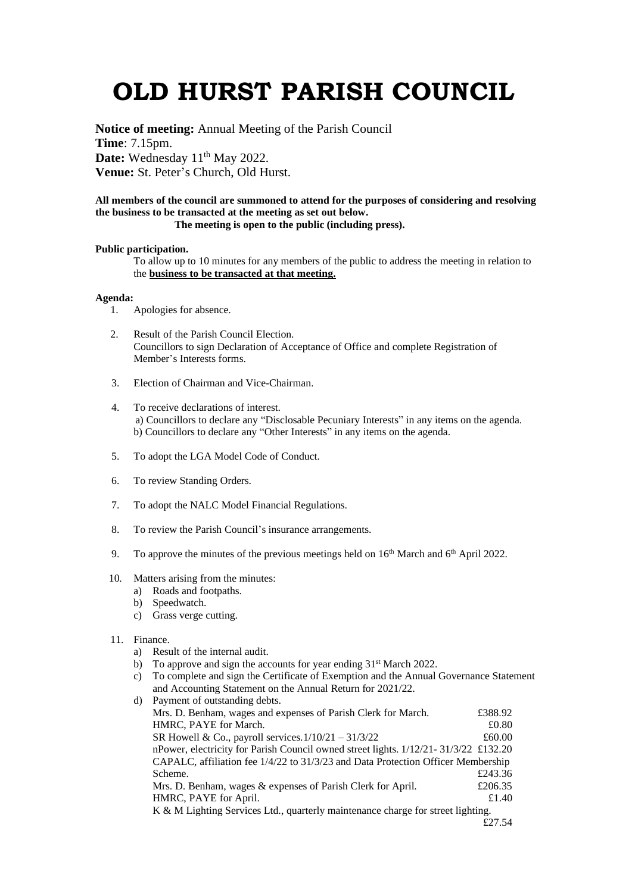# OLD HURST PARISH COUNCIL

**Notice of meeting:** Annual Meeting of the Parish Council
**Time**: 7.15pm.
**Date:** Wednesday 11th May 2022.
**Venue:** St. Peter's Church, Old Hurst.

**All members of the council are summoned to attend for the purposes of considering and resolving the business to be transacted at the meeting as set out below.**
**The meeting is open to the public (including press).**

**Public participation.**
To allow up to 10 minutes for any members of the public to address the meeting in relation to the **business to be transacted at that meeting.**

**Agenda:**

1. Apologies for absence.
2. Result of the Parish Council Election.
   Councillors to sign Declaration of Acceptance of Office and complete Registration of Member's Interests forms.
3. Election of Chairman and Vice-Chairman.
4. To receive declarations of interest.
   a) Councillors to declare any "Disclosable Pecuniary Interests" in any items on the agenda.
   b) Councillors to declare any "Other Interests" in any items on the agenda.
5. To adopt the LGA Model Code of Conduct.
6. To review Standing Orders.
7. To adopt the NALC Model Financial Regulations.
8. To review the Parish Council's insurance arrangements.
9. To approve the minutes of the previous meetings held on 16th March and 6th April 2022.
10. Matters arising from the minutes:
    a) Roads and footpaths.
    b) Speedwatch.
    c) Grass verge cutting.
11. Finance.
    a) Result of the internal audit.
    b) To approve and sign the accounts for year ending 31st March 2022.
    c) To complete and sign the Certificate of Exemption and the Annual Governance Statement and Accounting Statement on the Annual Return for 2021/22.
    d) Payment of outstanding debts.

| | |
|---|---|
| Mrs. D. Benham, wages and expenses of Parish Clerk for March. | £388.92 |
| HMRC, PAYE for March. | £0.80 |
| SR Howell & Co., payroll services.1/10/21 – 31/3/22 | £60.00 |
| nPower, electricity for Parish Council owned street lights. 1/12/21- 31/3/22 | £132.20 |
| CAPALC, affiliation fee 1/4/22 to 31/3/23 and Data Protection Officer Membership Scheme. | £243.36 |
| Mrs. D. Benham, wages & expenses of Parish Clerk for April. | £206.35 |
| HMRC, PAYE for April. | £1.40 |
| K & M Lighting Services Ltd., quarterly maintenance charge for street lighting. | £27.54 |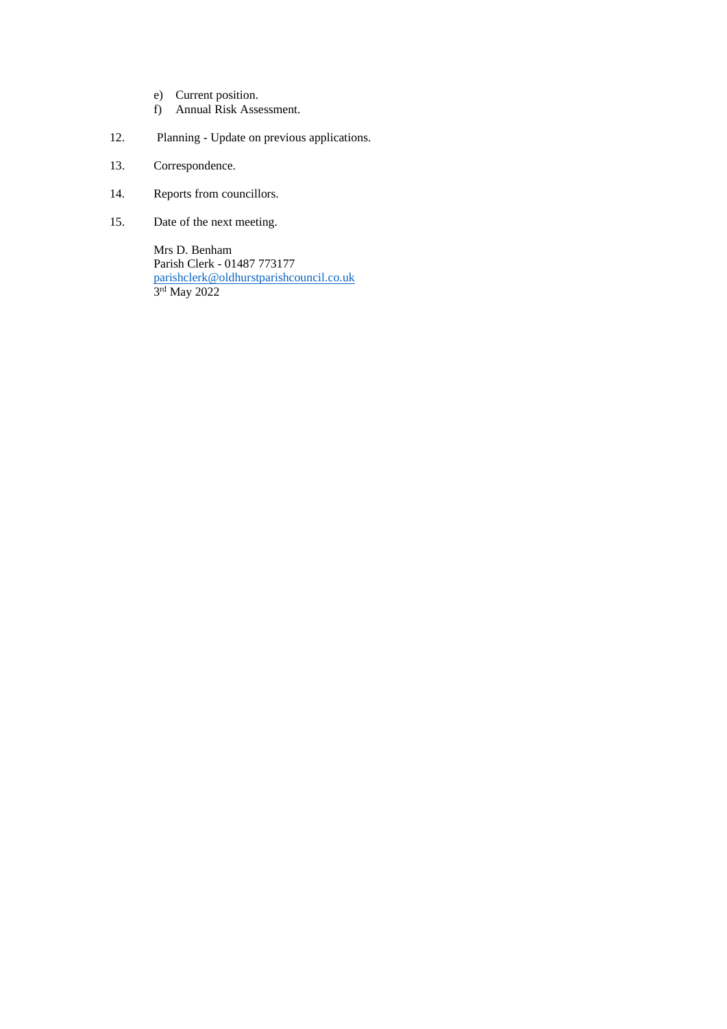e) Current position.
f) Annual Risk Assessment.

12. Planning - Update on previous applications.

13. Correspondence.

14. Reports from councillors.

15. Date of the next meeting.

Mrs D. Benham
Parish Clerk - 01487 773177
parishclerk@oldhurstparishcouncil.co.uk
3rd May 2022